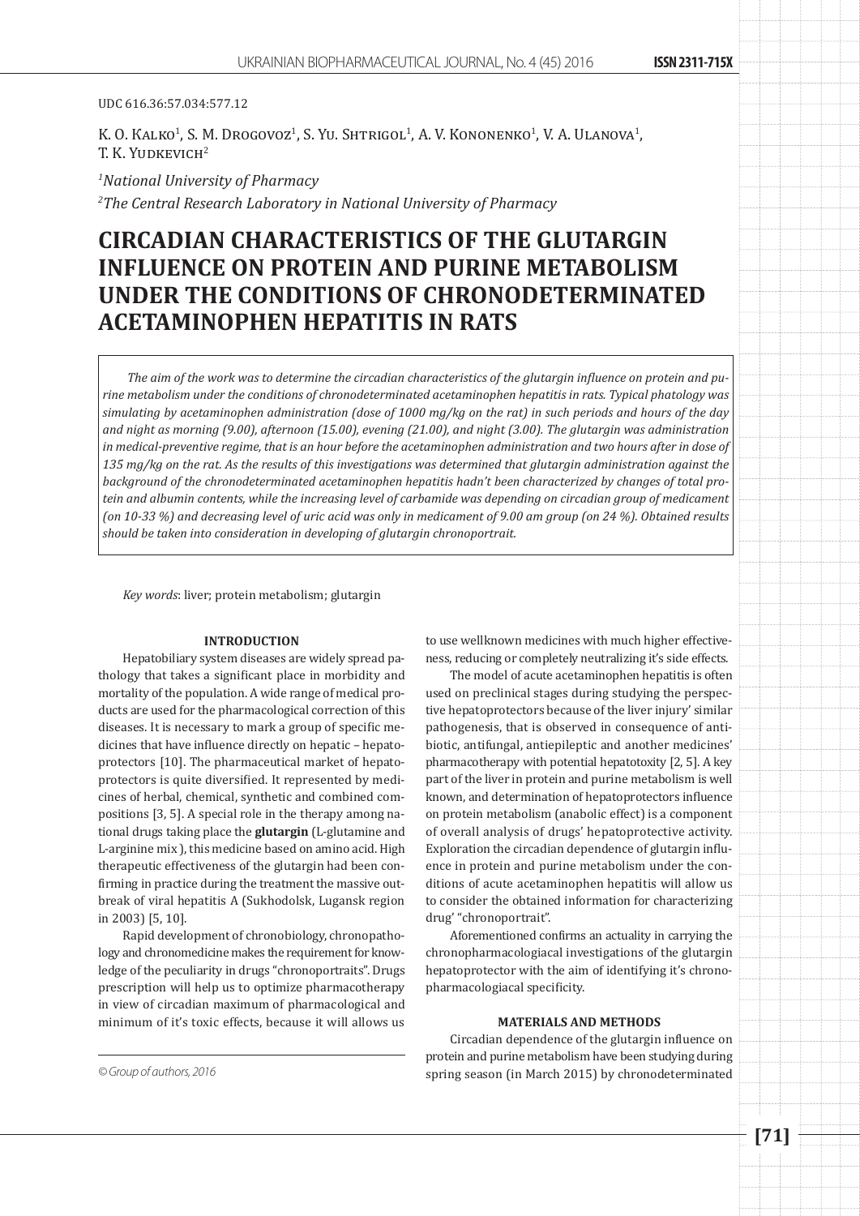UDC 616.36:57.034:577.12

K. O. Kalko[1], S. M. Drogovoz[1], S. Yu. Shtrigol[1], A. V. Kononenko[1], V. A. Ulanova[1], T. K. Yudkevich[2]

*[1]National University of Pharmacy*

*[2]The Central Research Laboratory in National University of Pharmacy*

# CIRCADIAN CHARACTERISTICS OF THE GLUTARGIN INFLUENCE ON PROTEIN AND PURINE METABOLISM UNDER THE CONDITIONS OF CHRONODETERMINATED ACETAMINOPHEN HEPATITIS IN RATS

*The aim of the work was to determine the circadian characteristics of the glutargin influence on protein and purine metabolism under the conditions of chronodeterminated acetaminophen hepatitis in rats. Typical phatology was simulating by acetaminophen administration (dose of 1000 mg/kg on the rat) in such periods and hours of the day and night as morning (9.00), afternoon (15.00), evening (21.00), and night (3.00). The glutargin was administration in medical-preventive regime, that is an hour before the acetaminophen administration and two hours after in dose of 135 mg/kg on the rat. As the results of this investigations was determined that glutargin administration against the background of the chronodeterminated acetaminophen hepatitis hadn't been characterized by changes of total protein and albumin contents, while the increasing level of carbamide was depending on circadian group of medicament (on 10-33 %) and decreasing level of uric acid was only in medicament of 9.00 am group (on 24 %). Obtained results should be taken into consideration in developing of glutargin chronoportrait.*

*Key words*: liver; protein metabolism; glutargin

## INTRODUCTION

Hepatobiliary system diseases are widely spread pathology that takes a significant place in morbidity and mortality of the population. A wide range of medical products are used for the pharmacological correction of this diseases. It is necessary to mark a group of specific medicines that have influence directly on hepatic – hepatoprotectors [10]. The pharmaceutical market of hepatoprotectors is quite diversified. It represented by medicines of herbal, chemical, synthetic and combined compositions [3, 5]. A special role in the therapy among national drugs taking place the **glutargin** (L-glutamine and L-arginine mix ), this medicine based on amino acid. High therapeutic effectiveness of the glutargin had been confirming in practice during the treatment the massive outbreak of viral hepatitis A (Sukhodolsk, Lugansk region in 2003) [5, 10].

Rapid development of chronobiology, chronopathology and chronomedicine makes the requirement for knowledge of the peculiarity in drugs "chronoportraits". Drugs prescription will help us to optimize pharmacotherapy in view of circadian maximum of pharmacological and minimum of it's toxic effects, because it will allows us to use wellknown medicines with much higher effectiveness, reducing or completely neutralizing it's side effects.

The model of acute acetaminophen hepatitis is often used on preclinical stages during studying the perspective hepatoprotectors because of the liver injury' similar pathogenesis, that is observed in consequence of antibiotic, antifungal, antiepileptic and another medicines' pharmacotherapy with potential hepatotoxity [2, 5]. A key part of the liver in protein and purine metabolism is well known, and determination of hepatoprotectors influence on protein metabolism (anabolic effect) is a component of overall analysis of drugs' hepatoprotective activity. Exploration the circadian dependence of glutargin influence in protein and purine metabolism under the conditions of acute acetaminophen hepatitis will allow us to consider the obtained information for characterizing drug' "chronoportrait".

Aforementioned confirms an actuality in carrying the chronopharmacologiacal investigations of the glutargin hepatoprotector with the aim of identifying it's chronopharmacologiacal specificity.

## MATERIALS AND METHODS

Circadian dependence of the glutargin influence on protein and purine metabolism have been studying during spring season (in March 2015) by chronodeterminated

*© Group of authors, 2016*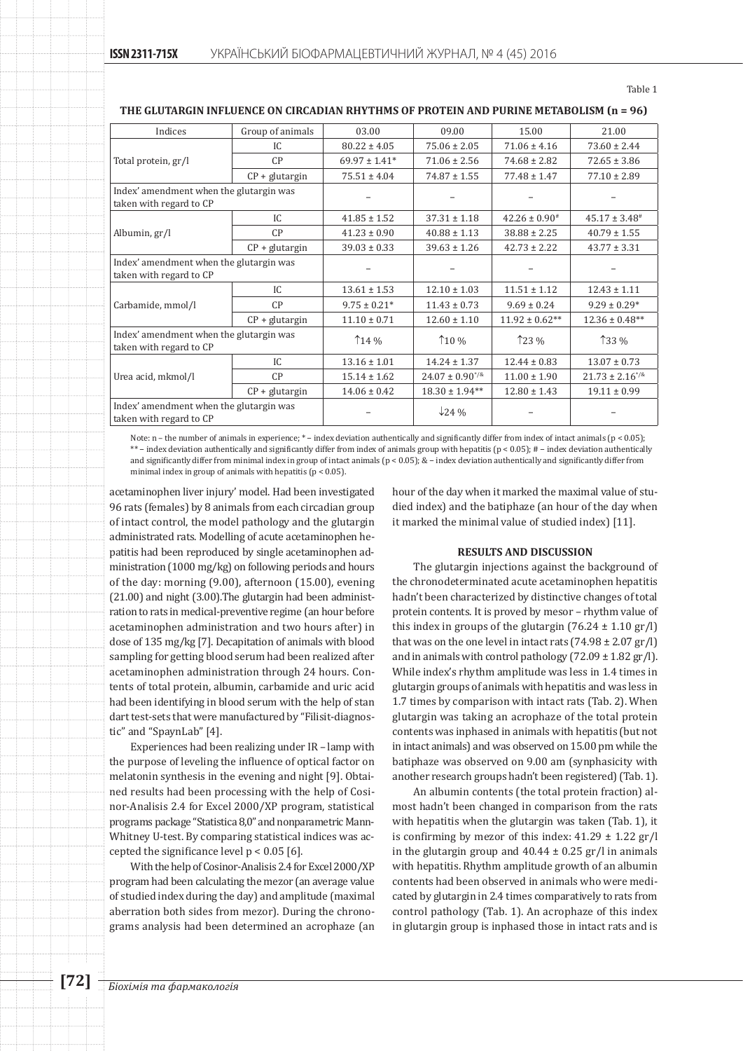Table 1

**THE GLUTARGIN INFLUENCE ON CIRCADIAN RHYTHMS OF PROTEIN AND PURINE METABOLISM (n = 96)**

| Indices | Group of animals | 03.00 | 09.00 | 15.00 | 21.00 |
|---|---|---|---|---|---|
| Total protein, gr/l | IC | 80.22 ± 4.05 | 75.06 ± 2.05 | 71.06 ± 4.16 | 73.60 ± 2.44 |
| | CP | 69.97 ± 1.41* | 71.06 ± 2.56 | 74.68 ± 2.82 | 72.65 ± 3.86 |
| | CP + glutargin | 75.51 ± 4.04 | 74.87 ± 1.55 | 77.48 ± 1.47 | 77.10 ± 2.89 |
| Index' amendment when the glutargin was taken with regard to CP | | – | – | – | – |
| Albumin, gr/l | IC | 41.85 ± 1.52 | 37.31 ± 1.18 | 42.26 ± 0.90# | 45.17 ± 3.48# |
| | CP | 41.23 ± 0.90 | 40.88 ± 1.13 | 38.88 ± 2.25 | 40.79 ± 1.55 |
| | CP + glutargin | 39.03 ± 0.33 | 39.63 ± 1.26 | 42.73 ± 2.22 | 43.77 ± 3.31 |
| Index' amendment when the glutargin was taken with regard to CP | | – | – | – | – |
| Carbamide, mmol/l | IC | 13.61 ± 1.53 | 12.10 ± 1.03 | 11.51 ± 1.12 | 12.43 ± 1.11 |
| | CP | 9.75 ± 0.21* | 11.43 ± 0.73 | 9.69 ± 0.24 | 9.29 ± 0.29* |
| | CP + glutargin | 11.10 ± 0.71 | 12.60 ± 1.10 | 11.92 ± 0.62** | 12.36 ± 0.48** |
| Index' amendment when the glutargin was taken with regard to CP | | ↑14 % | ↑10 % | ↑23 % | ↑33 % |
| Urea acid, mkmol/l | IC | 13.16 ± 1.01 | 14.24 ± 1.37 | 12.44 ± 0.83 | 13.07 ± 0.73 |
| | CP | 15.14 ± 1.62 | 24.07 ± 0.90*/& | 11.00 ± 1.90 | 21.73 ± 2.16*/& |
| | CP + glutargin | 14.06 ± 0.42 | 18.30 ± 1.94** | 12.80 ± 1.43 | 19.11 ± 0.99 |
| Index' amendment when the glutargin was taken with regard to CP | | – | ↓24 % | – | – |

Note: n – the number of animals in experience; * – index deviation authentically and significantly differ from index of intact animals ($p < 0.05$); ** – index deviation authentically and significantly differ from index of animals group with hepatitis ($p < 0.05$); # – index deviation authentically and significantly differ from minimal index in group of intact animals ($p < 0.05$); & – index deviation authentically and significantly differ from minimal index in group of animals with hepatitis ($p < 0.05$).

acetaminophen liver injury' model. Had been investigated 96 rats (females) by 8 animals from each circadian group of intact control, the model pathology and the glutargin administrated rats. Modelling of acute acetaminophen hepatitis had been reproduced by single acetaminophen administration (1000 mg/kg) on following periods and hours of the day: morning (9.00), afternoon (15.00), evening (21.00) and night (3.00).The glutargin had been administration to rats in medical-preventive regime (an hour before acetaminophen administration and two hours after) in dose of 135 mg/kg [7]. Decapitation of animals with blood sampling for getting blood serum had been realized after acetaminophen administration through 24 hours. Contents of total protein, albumin, carbamide and uric acid had been identifying in blood serum with the help of standart test-sets that were manufactured by "Filisit-diagnostic" and "SpaynLab" [4].

Experiences had been realizing under IR – lamp with the purpose of leveling the influence of optical factor on melatonin synthesis in the evening and night [9]. Obtained results had been processing with the help of Cosinor-Analisis 2.4 for Excel 2000/XP program, statistical programs package "Statistica 8,0" and nonparametric Mann-Whitney U-test. By comparing statistical indices was accepted the significance level $p < 0.05$ [6].

With the help of Cosinor-Analisis 2.4 for Excel 2000/XP program had been calculating the mezor (an average value of studied index during the day) and amplitude (maximal aberration both sides from mezor). During the chronograms analysis had been determined an acrophaze (an hour of the day when it marked the maximal value of studied index) and the batiphaze (an hour of the day when it marked the minimal value of studied index) [11].

## RESULTS AND DISCUSSION

The glutargin injections against the background of the chronodeterminated acute acetaminophen hepatitis hadn't been characterized by distinctive changes of total protein contents. It is proved by mesor – rhythm value of this index in groups of the glutargin (76.24 ± 1.10 gr/l) that was on the one level in intact rats (74.98 ± 2.07 gr/l) and in animals with control pathology (72.09 ± 1.82 gr/l). While index's rhythm amplitude was less in 1.4 times in glutargin groups of animals with hepatitis and was less in 1.7 times by comparison with intact rats (Tab. 2). When glutargin was taking an acrophaze of the total protein contents was inphased in animals with hepatitis (but not in intact animals) and was observed on 15.00 pm while the batiphaze was observed on 9.00 am (synphasicity with another research groups hadn't been registered) (Tab. 1).

An albumin contents (the total protein fraction) almost hadn't been changed in comparison from the rats with hepatitis when the glutargin was taken (Tab. 1), it is confirming by mezor of this index: 41.29 ± 1.22 gr/l in the glutargin group and 40.44 ± 0.25 gr/l in animals with hepatitis. Rhythm amplitude growth of an albumin contents had been observed in animals who were medicated by glutargin in 2.4 times comparatively to rats from control pathology (Tab. 1). An acrophaze of this index in glutargin group is inphased those in intact rats and is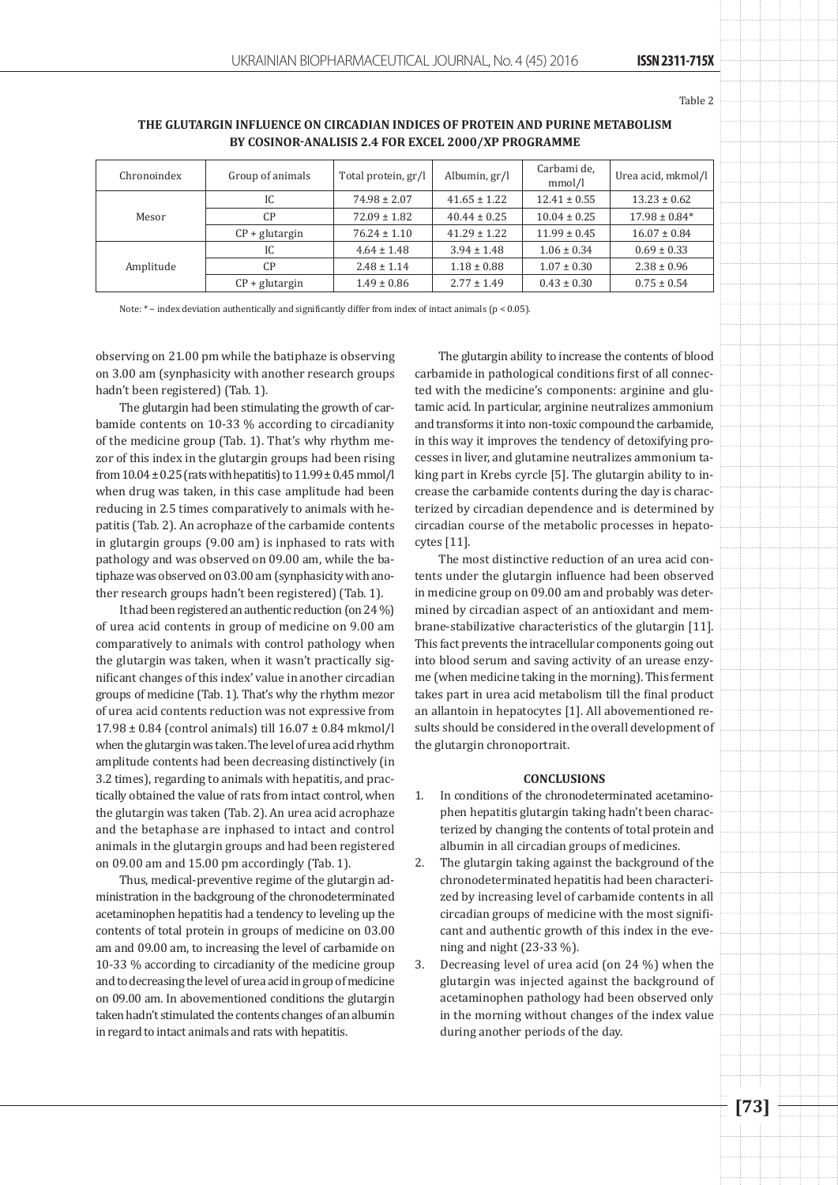Table 2

**THE GLUTARGIN INFLUENCE ON CIRCADIAN INDICES OF PROTEIN AND PURINE METABOLISM BY COSINOR-ANALISIS 2.4 FOR EXCEL 2000/XP PROGRAMME**

| Chronoindex | Group of animals | Total protein, gr/l | Albumin, gr/l | Carbami de, mmol/l | Urea acid, mkmol/l |
|---|---|---|---|---|---|
| Mesor | IC | 74.98 ± 2.07 | 41.65 ± 1.22 | 12.41 ± 0.55 | 13.23 ± 0.62 |
| | CP | 72.09 ± 1.82 | 40.44 ± 0.25 | 10.04 ± 0.25 | 17.98 ± 0.84* |
| | CP + glutargin | 76.24 ± 1.10 | 41.29 ± 1.22 | 11.99 ± 0.45 | 16.07 ± 0.84 |
| Amplitude | IC | 4.64 ± 1.48 | 3.94 ± 1.48 | 1.06 ± 0.34 | 0.69 ± 0.33 |
| | CP | 2.48 ± 1.14 | 1.18 ± 0.88 | 1.07 ± 0.30 | 2.38 ± 0.96 |
| | CP + glutargin | 1.49 ± 0.86 | 2.77 ± 1.49 | 0.43 ± 0.30 | 0.75 ± 0.54 |

Note: * – index deviation authentically and significantly differ from index of intact animals ($p < 0.05$).

observing on 21.00 pm while the batiphaze is observing on 3.00 am (synphasicity with another research groups hadn't been registered) (Tab. 1).

The glutargin had been stimulating the growth of carbamide contents on 10-33 % according to circadiaty of the medicine group (Tab. 1). That's why rhythm mezor of this index in the glutargin groups had been rising from 10.04 ± 0.25 (rats with hepatitis) to 11.99 ± 0.45 mmol/l when drug was taken, in this case amplitude had been reducing in 2.5 times comparatively to animals with hepatitis (Tab. 2). An acrophaze of the carbamide contents in glutargin groups (9.00 am) is inphased to rats with pathology and was observed on 09.00 am, while the batiphaze was observed on 03.00 am (synphasicity with another research groups hadn't been registered) (Tab. 1).

It had been registered an authentic reduction (on 24 %) of urea acid contents in group of medicine on 9.00 am comparatively to animals with control pathology when the glutargin was taken, when it wasn't practically significant changes of this index' value in another circadian groups of medicine (Tab. 1). That's why the rhythm mezor of urea acid contents reduction was not expressive from 17.98 ± 0.84 (control animals) till 16.07 ± 0.84 mkmol/l when the glutargin was taken. The level of urea acid rhythm amplitude contents had been decreasing distinctively (in 3.2 times), regarding to animals with hepatitis, and practically obtained the value of rats from intact control, when the glutargin was taken (Tab. 2). An urea acid acrophaze and the betaphase are inphased to intact and control animals in the glutargin groups and had been registered on 09.00 am and 15.00 pm accordingly (Tab. 1).

Thus, medical-preventive regime of the glutargin administration in the backgroung of the chronodeterminated acetaminophen hepatitis had a tendency to leveling up the contents of total protein in groups of medicine on 03.00 am and 09.00 am, to increasing the level of carbamide on 10-33 % according to circadianity of the medicine group and to decreasing the level of urea acid in group of medicine on 09.00 am. In abovementioned conditions the glutargin taken hadn't stimulated the contents changes of an albumin in regard to intact animals and rats with hepatitis.

The glutargin ability to increase the contents of blood carbamide in pathological conditions first of all connected with the medicine's components: arginine and glutamic acid. In particular, arginine neutralizes ammonium and transforms it into non-toxic compound the carbamide, in this way it improves the tendency of detoxifying processes in liver, and glutamine neutralizes ammonium taking part in Krebs cyrcle [5]. The glutargin ability to increase the carbamide contents during the day is characterized by circadian dependence and is determined by circadian course of the metabolic processes in hepatocytes [11].

The most distinctive reduction of an urea acid contents under the glutargin influence had been observed in medicine group on 09.00 am and probably was determined by circadian aspect of an antioxidant and membrane-stabilizative characteristics of the glutargin [11]. This fact prevents the intracellular components going out into blood serum and saving activity of an urease enzyme (when medicine taking in the morning). This ferment takes part in urea acid metabolism till the final product an allantoin in hepatocytes [1]. All abovementioned results should be considered in the overall development of the glutargin chronoportrait.

## CONCLUSIONS

1. In conditions of the chronodeterminated acetaminophen hepatitis glutargin taking hadn't been characterized by changing the contents of total protein and albumin in all circadian groups of medicines.
2. The glutargin taking against the background of the chronodeterminated hepatitis had been characterized by increasing level of carbamide contents in all circadian groups of medicine with the most significant and authentic growth of this index in the evening and night (23-33 %).
3. Decreasing level of urea acid (on 24 %) when the glutargin was injected against the background of acetaminophen pathology had been observed only in the morning without changes of the index value during another periods of the day.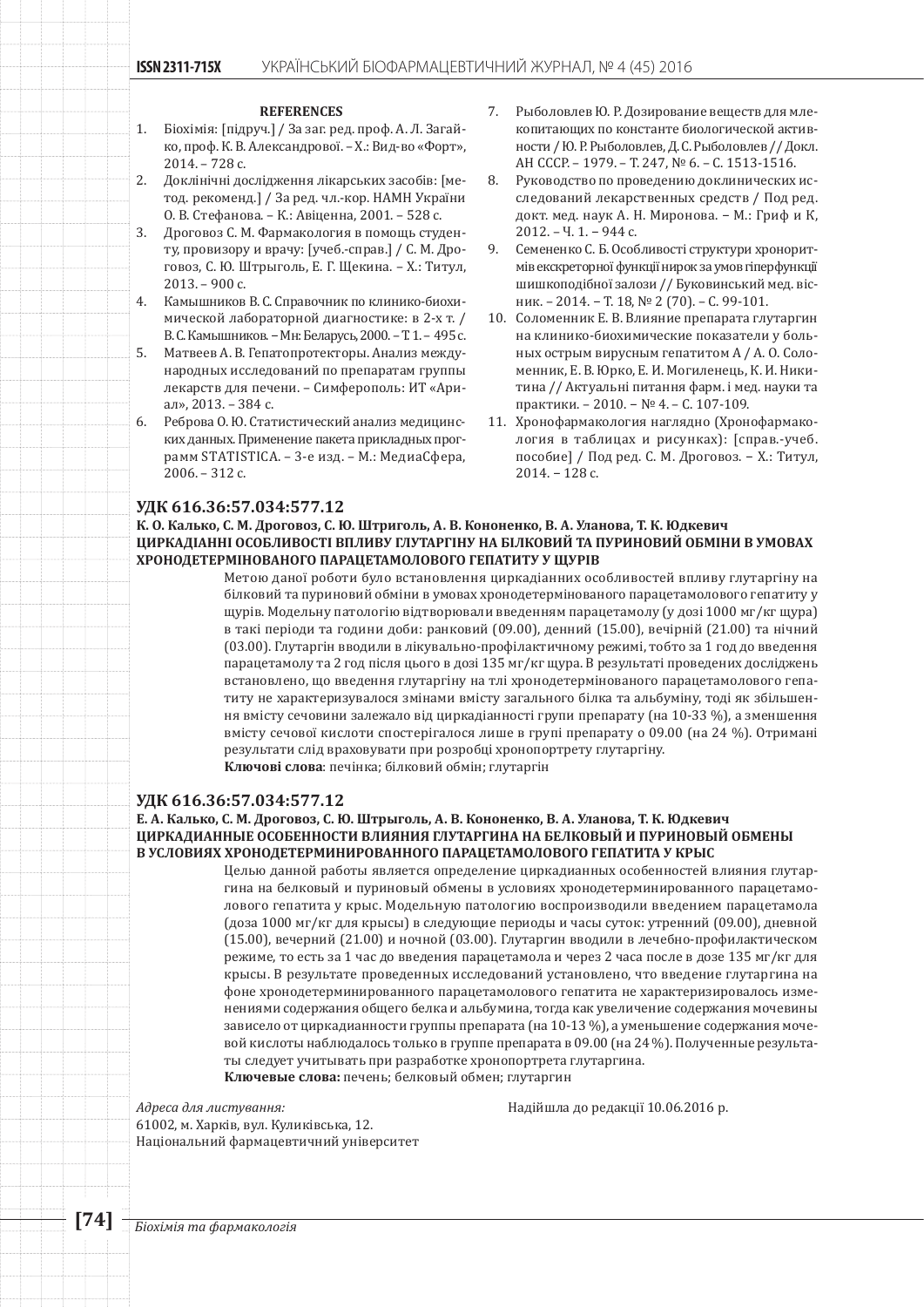**REFERENCES**

1. Біохімія: [підруч.] / За заг. ред. проф. А. Л. Загайко, проф. К. В. Александрової. – Х.: Вид-во «Форт», 2014. – 728 с.
2. Доклінічні дослідження лікарських засобів: [метод. рекоменд.] / За ред. чл.-кор. НАМН України О. В. Стефанова. – К.: Авіценна, 2001. – 528 с.
3. Дроговоз С. М. Фармакология в помощь студенту, провизору и врачу: [учеб.-справ.] / С. М. Дроговоз, С. Ю. Штрыголь, Е. Г. Щекина. – Х.: Титул, 2013. – 900 с.
4. Камышников В. С. Справочник по клинико-биохимической лабораторной диагностике: в 2-х т. / В. С. Камышников. – Мн: Беларусь, 2000. – Т. 1. – 495 с.
5. Матвеев А. В. Гепатопротекторы. Анализ международных исследований по препаратам группы лекарств для печени. – Симферополь: ИТ «Ариал», 2013. – 384 с.
6. Реброва О. Ю. Статистический анализ медицинских данных. Применение пакета прикладных программ STATISTICA. – 3-е изд. – М.: МедиаСфера, 2006. – 312 с.
7. Рыболовлев Ю. Р. Дозирование веществ для млекопитающих по константе биологической активности / Ю. Р. Рыболовлев, Д. С. Рыболовлев // Докл. АН СССР. – 1979. – Т. 247, № 6. – С. 1513-1516.
8. Руководство по проведению доклинических исследований лекарственных средств / Под ред. докт. мед. наук А. Н. Миронова. – М.: Гриф и К, 2012. – Ч. 1. – 944 с.
9. Семененко С. Б. Особливості структури хроноритмів екскреторної функції нирок за умов гіперфункції шишкоподібної залози // Буковинський мед. вісник. – 2014. – Т. 18, № 2 (70). – С. 99-101.
10. Соломенник Е. В. Влияние препарата глутаргин на клинико-биохимические показатели у больных острым вирусным гепатитом А / А. О. Соломенник, Е. В. Юрко, Е. И. Могиленець, К. И. Никитина // Актуальні питання фарм. і мед. науки та практики. – 2010. – № 4. – С. 107-109.
11. Хронофармакология наглядно (Хронофармакология в таблицах и рисунках): [справ.-учеб. пособие] / Под ред. С. М. Дроговоз. – Х.: Титул, 2014. – 128 с.

**УДК 616.36:57.034:577.12**

**К. О. Калько, С. М. Дроговоз, С. Ю. Штриголь, А. В. Кононенко, В. А. Уланова, Т. К. Юдкевич**

**ЦИРКАДІАННІ ОСОБЛИВОСТІ ВПЛИВУ ГЛУТАРГІНУ НА БІЛКОВИЙ ТА ПУРИНОВИЙ ОБМІНИ В УМОВАХ ХРОНОДЕТЕРМІНОВАНОГО ПАРАЦЕТАМОЛОВОГО ГЕПАТИТУ У ЩУРІВ**

Метою даної роботи було встановлення циркадіанних особливостей впливу глутаргіну на білковий та пуриновий обміни в умовах хронодетермінованого парацетамолового гепатиту у щурів. Модельну патологію відтворювали введенням парацетамолу (у дозі 1000 мг/кг щура) в такі періоди та години доби: ранковий (09.00), денний (15.00), вечірній (21.00) та нічний (03.00). Глутаргін вводили в лікувально-профілактичному режимі, тобто за 1 год до введення парацетамолу та 2 год після цього в дозі 135 мг/кг щура. В результаті проведених досліджень встановлено, що введення глутаргіну на тлі хронодетермінованого парацетамолового гепатиту не характеризувалося змінами вмісту загального білка та альбуміну, тоді як збільшення вмісту сечовини залежало від циркадіанності групи препарату (на 10-33 %), а зменшення вмісту сечової кислоти спостерігалося лише в групі препарату о 09.00 (на 24 %). Отримані результати слід враховувати при розробці хронопортрету глутаргіну.

**Ключові слова**: печінка; білковий обмін; глутаргін

**УДК 616.36:57.034:577.12**

**Е. А. Калько, С. М. Дроговоз, С. Ю. Штрыголь, А. В. Кононенко, В. А. Уланова, Т. К. Юдкевич**

**ЦИРКАДИАННЫЕ ОСОБЕННОСТИ ВЛИЯНИЯ ГЛУТАРГИНА НА БЕЛКОВЫЙ И ПУРИНОВЫЙ ОБМЕНЫ В УСЛОВИЯХ ХРОНОДЕТЕРМИНИРОВАННОГО ПАРАЦЕТАМОЛОВОГО ГЕПАТИТА У КРЫС**

Целью данной работы является определение циркадианных особенностей влияния глутаргина на белковый и пуриновый обмены в условиях хронодетерминированного парацетамолового гепатита у крыс. Модельную патологию воспроизводили введением парацетамола (доза 1000 мг/кг для крысы) в следующие периоды и часы суток: утренний (09.00), дневной (15.00), вечерний (21.00) и ночной (03.00). Глутаргин вводили в лечебно-профилактическом режиме, то есть за 1 час до введения парацетамола и через 2 часа после в дозе 135 мг/кг для крысы. В результате проведенных исследований установлено, что введение глутаргина на фоне хронодетерминированного парацетамолового гепатита не характеризировалось изменениями содержания общего белка и альбумина, тогда как увеличение содержания мочевины зависело от циркадианности группы препарата (на 10-13 %), а уменьшение содержания мочевой кислоты наблюдалось только в группе препарата в 09.00 (на 24 %). Полученные результаты следует учитывать при разработке хронопортрета глутаргина.

**Ключевые слова:** печень; белковый обмен; глутаргин

*Адреса для листування:*
61002, м. Харків, вул. Куликівська, 12.
Національний фармацевтичний університет

Надійшла до редакції 10.06.2016 р.